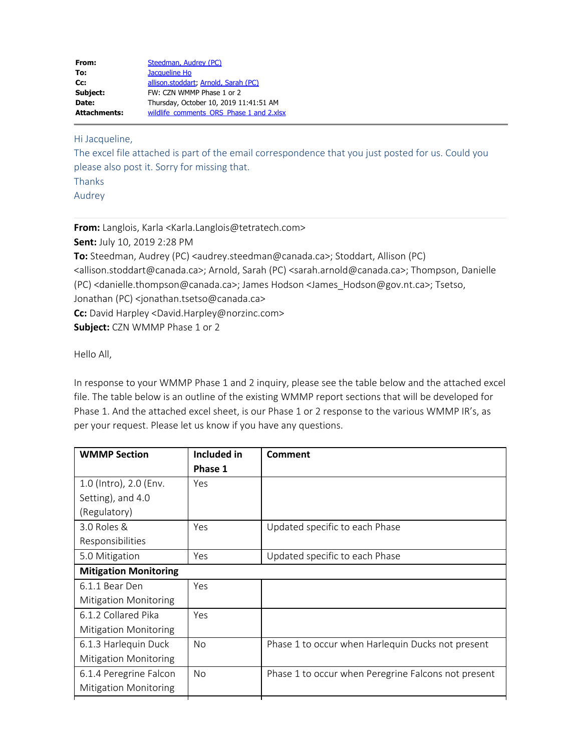| | |
|---|---|
| **From:** | Steedman, Audrey (PC) |
| **To:** | Jacqueline Ho |
| **Cc:** | allison.stoddart; Arnold, Sarah (PC) |
| **Subject:** | FW: CZN WMMP Phase 1 or 2 |
| **Date:** | Thursday, October 10, 2019 11:41:51 AM |
| **Attachments:** | wildlife_comments_ORS_Phase 1 and 2.xlsx |

Hi Jacqueline,

The excel file attached is part of the email correspondence that you just posted for us. Could you please also post it. Sorry for missing that.

Thanks

Audrey

**From:** Langlois, Karla <Karla.Langlois@tetratech.com>
**Sent:** July 10, 2019 2:28 PM
**To:** Steedman, Audrey (PC) <audrey.steedman@canada.ca>; Stoddart, Allison (PC) <allison.stoddart@canada.ca>; Arnold, Sarah (PC) <sarah.arnold@canada.ca>; Thompson, Danielle (PC) <danielle.thompson@canada.ca>; James Hodson <James_Hodson@gov.nt.ca>; Tsetso, Jonathan (PC) <jonathan.tsetso@canada.ca>
**Cc:** David Harpley <David.Harpley@norzinc.com>
**Subject:** CZN WMMP Phase 1 or 2

Hello All,

In response to your WMMP Phase 1 and 2 inquiry, please see the table below and the attached excel file. The table below is an outline of the existing WMMP report sections that will be developed for Phase 1. And the attached excel sheet, is our Phase 1 or 2 response to the various WMMP IR's, as per your request. Please let us know if you have any questions.

| **WMMP Section** | **Included in Phase 1** | **Comment** |
|---|---|---|
| 1.0 (Intro), 2.0 (Env. Setting), and 4.0 (Regulatory) | Yes | |
| 3.0 Roles & Responsibilities | Yes | Updated specific to each Phase |
| 5.0 Mitigation | Yes | Updated specific to each Phase |
| **Mitigation Monitoring** | | |
| 6.1.1 Bear Den Mitigation Monitoring | Yes | |
| 6.1.2 Collared Pika Mitigation Monitoring | Yes | |
| 6.1.3 Harlequin Duck Mitigation Monitoring | No | Phase 1 to occur when Harlequin Ducks not present |
| 6.1.4 Peregrine Falcon Mitigation Monitoring | No | Phase 1 to occur when Peregrine Falcons not present |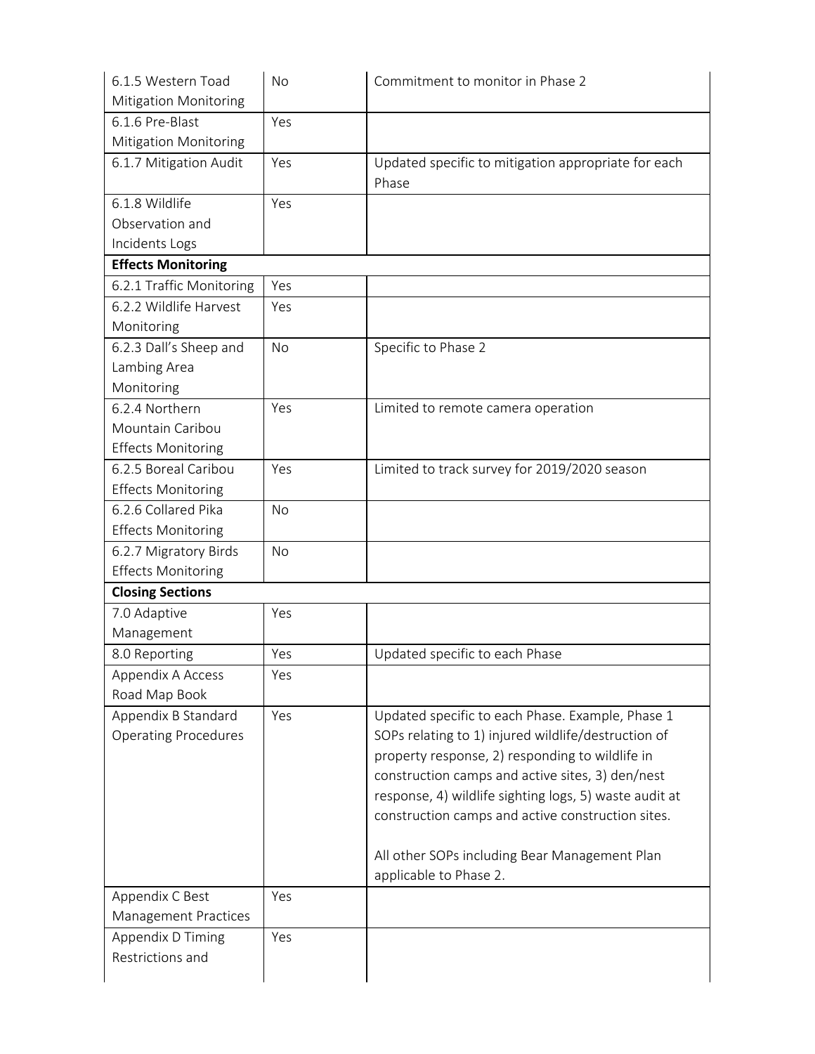| | | |
|---|---|---|
| 6.1.5 Western Toad Mitigation Monitoring | No | Commitment to monitor in Phase 2 |
| 6.1.6 Pre-Blast Mitigation Monitoring | Yes | |
| 6.1.7 Mitigation Audit | Yes | Updated specific to mitigation appropriate for each Phase |
| 6.1.8 Wildlife Observation and Incidents Logs | Yes | |
| **Effects Monitoring** | | |
| 6.2.1 Traffic Monitoring | Yes | |
| 6.2.2 Wildlife Harvest Monitoring | Yes | |
| 6.2.3 Dall's Sheep and Lambing Area Monitoring | No | Specific to Phase 2 |
| 6.2.4 Northern Mountain Caribou Effects Monitoring | Yes | Limited to remote camera operation |
| 6.2.5 Boreal Caribou Effects Monitoring | Yes | Limited to track survey for 2019/2020 season |
| 6.2.6 Collared Pika Effects Monitoring | No | |
| 6.2.7 Migratory Birds Effects Monitoring | No | |
| **Closing Sections** | | |
| 7.0 Adaptive Management | Yes | |
| 8.0 Reporting | Yes | Updated specific to each Phase |
| Appendix A Access Road Map Book | Yes | |
| Appendix B Standard Operating Procedures | Yes | Updated specific to each Phase. Example, Phase 1 SOPs relating to 1) injured wildlife/destruction of property response, 2) responding to wildlife in construction camps and active sites, 3) den/nest response, 4) wildlife sighting logs, 5) waste audit at construction camps and active construction sites.<br><br>All other SOPs including Bear Management Plan applicable to Phase 2. |
| Appendix C Best Management Practices | Yes | |
| Appendix D Timing Restrictions and | Yes | |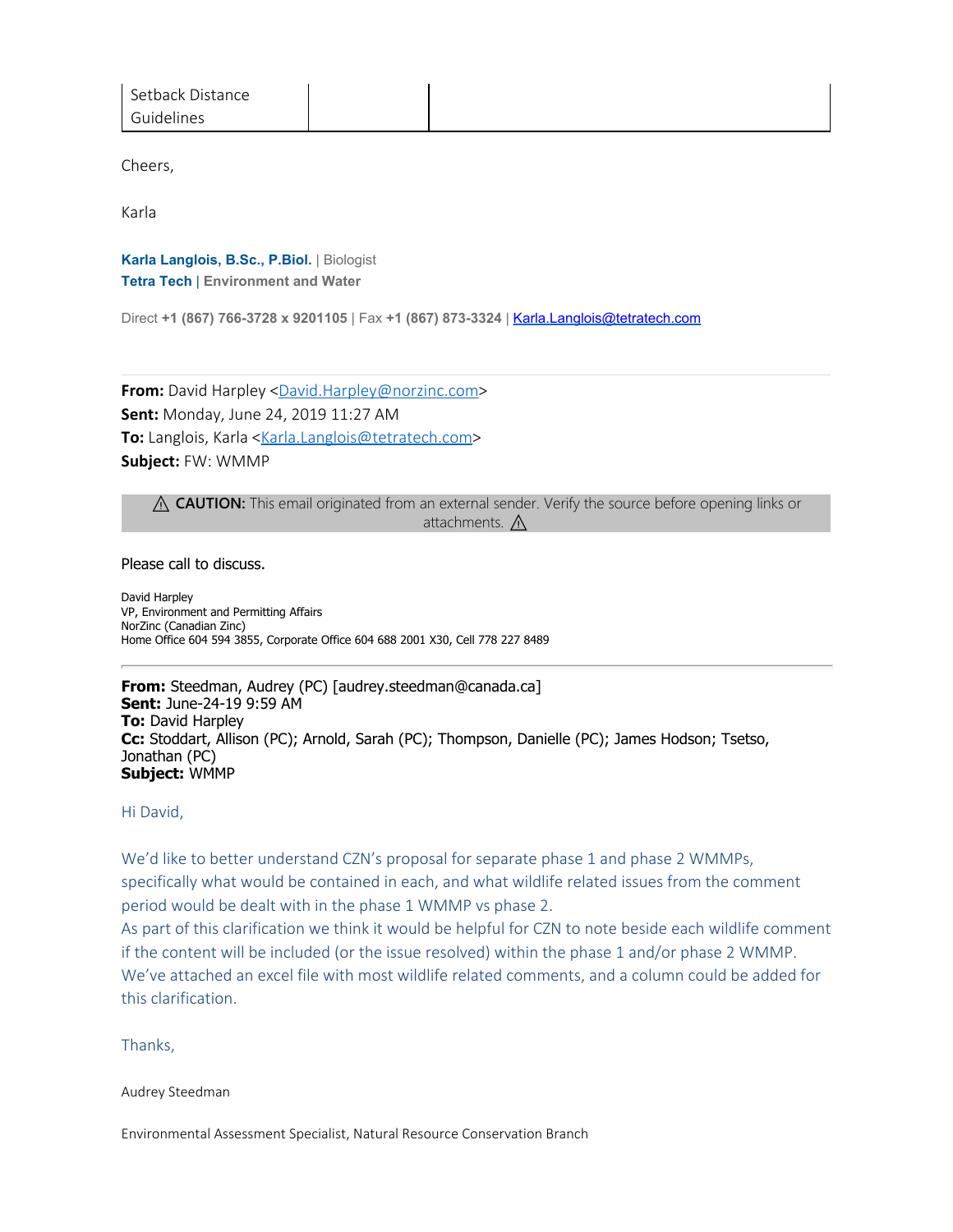| Setback Distance Guidelines | | |
|---|---|---|

Cheers,

Karla

**Karla Langlois, B.Sc., P.Biol.** | Biologist
**Tetra Tech** | **Environment and Water**

Direct **+1 (867) 766-3728 x 9201105** | Fax **+1 (867) 873-3324** | Karla.Langlois@tetratech.com

---

**From:** David Harpley <David.Harpley@norzinc.com>
**Sent:** Monday, June 24, 2019 11:27 AM
**To:** Langlois, Karla <Karla.Langlois@tetratech.com>
**Subject:** FW: WMMP

⚠ **CAUTION:** This email originated from an external sender. Verify the source before opening links or attachments. ⚠

Please call to discuss.

David Harpley
VP, Environment and Permitting Affairs
NorZinc (Canadian Zinc)
Home Office 604 594 3855, Corporate Office 604 688 2001 X30, Cell 778 227 8489

---

**From:** Steedman, Audrey (PC) [audrey.steedman@canada.ca]
**Sent:** June-24-19 9:59 AM
**To:** David Harpley
**Cc:** Stoddart, Allison (PC); Arnold, Sarah (PC); Thompson, Danielle (PC); James Hodson; Tsetso, Jonathan (PC)
**Subject:** WMMP

Hi David,

We'd like to better understand CZN's proposal for separate phase 1 and phase 2 WMMPs, specifically what would be contained in each, and what wildlife related issues from the comment period would be dealt with in the phase 1 WMMP vs phase 2.
As part of this clarification we think it would be helpful for CZN to note beside each wildlife comment if the content will be included (or the issue resolved) within the phase 1 and/or phase 2 WMMP. We've attached an excel file with most wildlife related comments, and a column could be added for this clarification.

Thanks,

Audrey Steedman

Environmental Assessment Specialist, Natural Resource Conservation Branch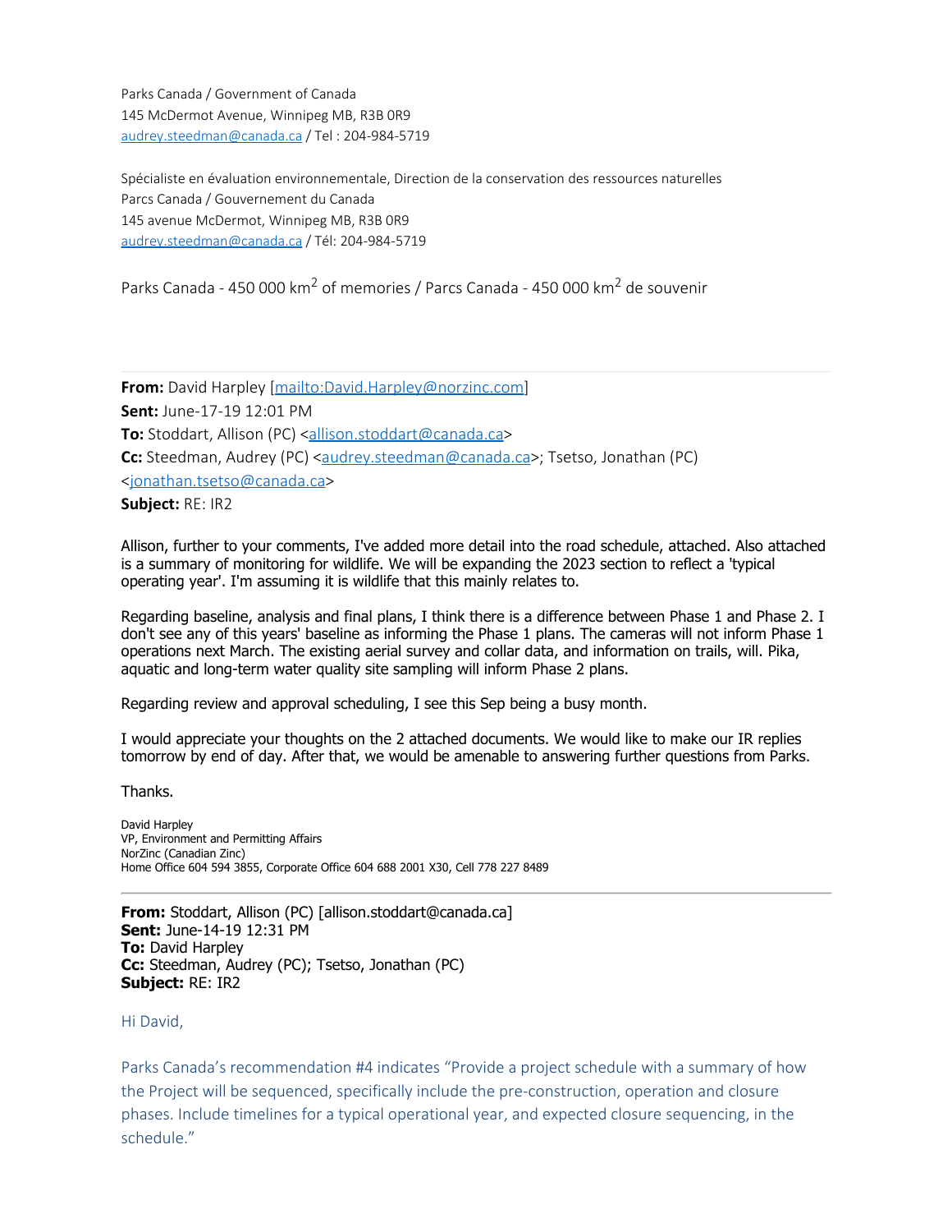Parks Canada / Government of Canada
145 McDermot Avenue, Winnipeg MB, R3B 0R9
audrey.steedman@canada.ca / Tel : 204-984-5719

Spécialiste en évaluation environnementale, Direction de la conservation des ressources naturelles
Parcs Canada / Gouvernement du Canada
145 avenue McDermot, Winnipeg MB, R3B 0R9
audrey.steedman@canada.ca / Tél: 204-984-5719

Parks Canada - 450 000 km$^2$ of memories / Parcs Canada - 450 000 km$^2$ de souvenir

---

**From:** David Harpley [mailto:David.Harpley@norzinc.com]
**Sent:** June-17-19 12:01 PM
**To:** Stoddart, Allison (PC) <allison.stoddart@canada.ca>
**Cc:** Steedman, Audrey (PC) <audrey.steedman@canada.ca>; Tsetso, Jonathan (PC) <jonathan.tsetso@canada.ca>
**Subject:** RE: IR2

Allison, further to your comments, I've added more detail into the road schedule, attached. Also attached is a summary of monitoring for wildlife. We will be expanding the 2023 section to reflect a 'typical operating year'. I'm assuming it is wildlife that this mainly relates to.

Regarding baseline, analysis and final plans, I think there is a difference between Phase 1 and Phase 2. I don't see any of this years' baseline as informing the Phase 1 plans. The cameras will not inform Phase 1 operations next March. The existing aerial survey and collar data, and information on trails, will. Pika, aquatic and long-term water quality site sampling will inform Phase 2 plans.

Regarding review and approval scheduling, I see this Sep being a busy month.

I would appreciate your thoughts on the 2 attached documents. We would like to make our IR replies tomorrow by end of day. After that, we would be amenable to answering further questions from Parks.

Thanks.

David Harpley
VP, Environment and Permitting Affairs
NorZinc (Canadian Zinc)
Home Office 604 594 3855, Corporate Office 604 688 2001 X30, Cell 778 227 8489

---

**From:** Stoddart, Allison (PC) [allison.stoddart@canada.ca]
**Sent:** June-14-19 12:31 PM
**To:** David Harpley
**Cc:** Steedman, Audrey (PC); Tsetso, Jonathan (PC)
**Subject:** RE: IR2

Hi David,

Parks Canada's recommendation #4 indicates "Provide a project schedule with a summary of how the Project will be sequenced, specifically include the pre-construction, operation and closure phases. Include timelines for a typical operational year, and expected closure sequencing, in the schedule."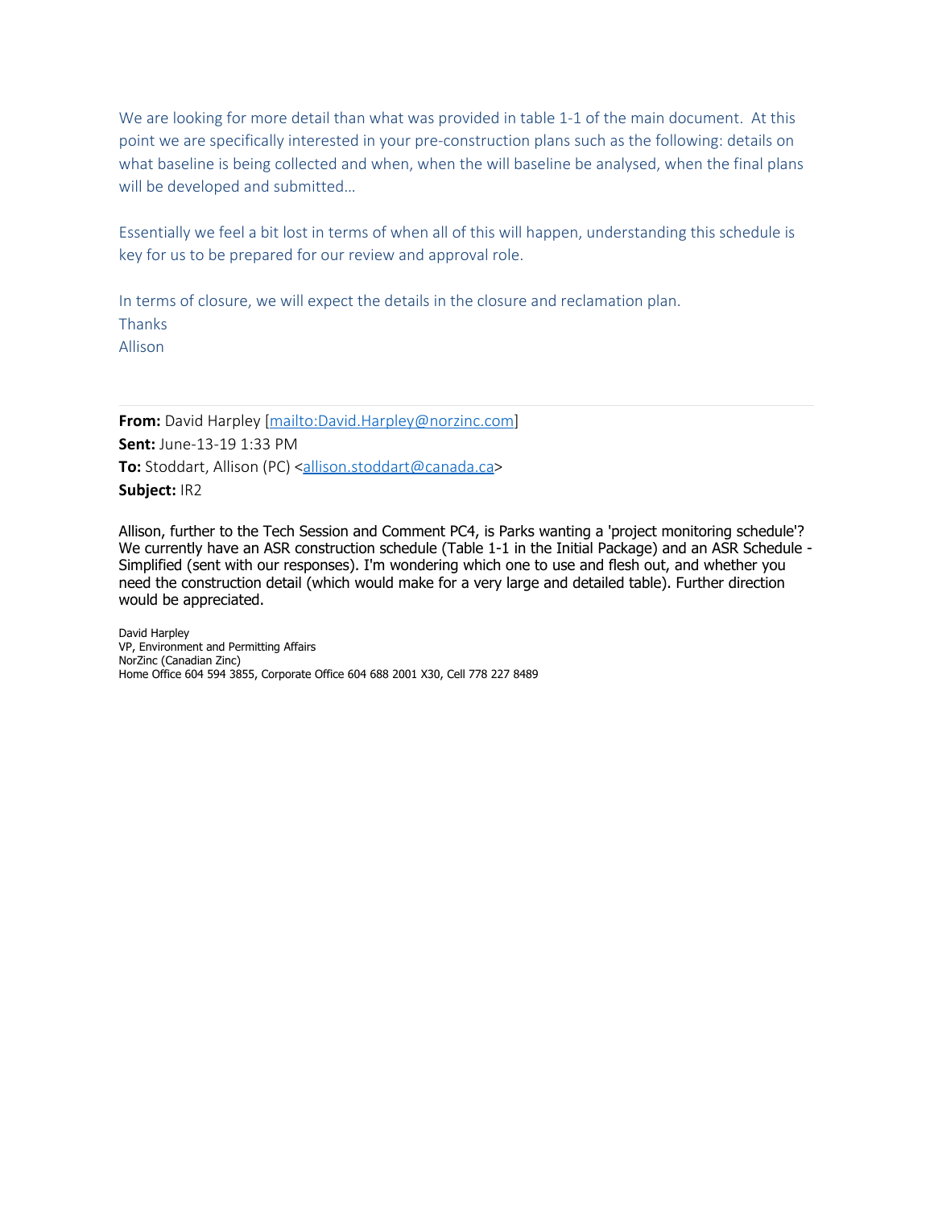We are looking for more detail than what was provided in table 1-1 of the main document. At this point we are specifically interested in your pre-construction plans such as the following: details on what baseline is being collected and when, when the will baseline be analysed, when the final plans will be developed and submitted…

Essentially we feel a bit lost in terms of when all of this will happen, understanding this schedule is key for us to be prepared for our review and approval role.

In terms of closure, we will expect the details in the closure and reclamation plan.
Thanks
Allison

---

**From:** David Harpley [mailto:David.Harpley@norzinc.com]
**Sent:** June-13-19 1:33 PM
**To:** Stoddart, Allison (PC) <allison.stoddart@canada.ca>
**Subject:** IR2

Allison, further to the Tech Session and Comment PC4, is Parks wanting a 'project monitoring schedule'? We currently have an ASR construction schedule (Table 1-1 in the Initial Package) and an ASR Schedule - Simplified (sent with our responses). I'm wondering which one to use and flesh out, and whether you need the construction detail (which would make for a very large and detailed table). Further direction would be appreciated.

David Harpley
VP, Environment and Permitting Affairs
NorZinc (Canadian Zinc)
Home Office 604 594 3855, Corporate Office 604 688 2001 X30, Cell 778 227 8489